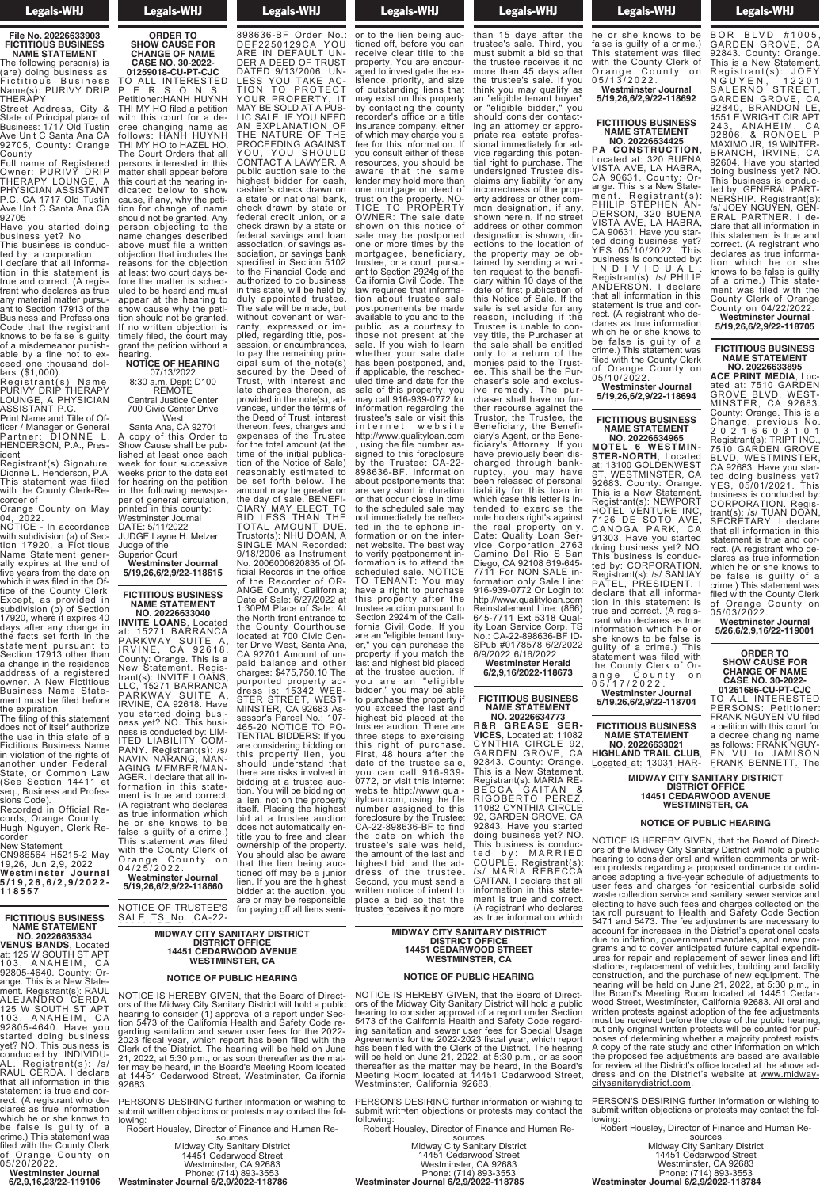**File No. 20226633903**
**FICTITIOUS BUSINESS NAME STATEMENT**

The following person(s) is (are) doing business as: Fictitious Business Name(s): PURIVY DRIP THERAPY

Street Address, City & State of Principal place of Business: 1717 Old Tustin Ave Unit C Santa Ana CA 92705, County: Orange County

Full name of Registered Owner: PURIVY DRIP THERAPY LOUNGE, A PHYSICIAN ASSISTANT P.C. CA 1717 Old Tustin Ave Unit C Santa Ana CA 92705

Have you started doing business yet? No

This business is conducted by: a corporation

I declare that all information in this statement is true and correct. (A registrant who declares as true any material matter pursuant to Section 17913 of the Business and Professions Code that the registrant knows to be false is guilty of a misdemeanor punishable by a fine not to exceed one thousand dollars ($1,000).

Registrant(s) Name: PURIVY DRIP THERAPY LOUNGE, A PHYSICIAN ASSISTANT P.C.

Print Name and Title of Officer / Manager or General Partner: DIONNE L. HENDERSON, P.A., President

Registrant(s) Signature: Dionne L. Henderson, P.A.

This statement was filed with the County Clerk-Recorder of Orange County on May 04, 2022.

NOTICE - In accordance with subdivision (a) of Section 17920, a Fictitious Name Statement generally expires at the end of five years from the date on which it was filed in the Office of the County Clerk. Except, as provided in subdivision (b) of Section 17920, where it expires 40 days after any change in the facts set forth in the statement pursuant to Section 17913 other than a change in the residence address of a registered owner. A New Fictitious Business Name Statement must be filed before the expiration.

The filing of this statement does not of itself authorize the use in this state of a Fictitious Business Name in violation of the rights of another under Federal, State, or Common Law (See Section 14411 et seq., Business and Professions Code).

Recorded in Official Records, Orange County
Hugh Nguyen, Clerk Recorder
New Statement
CN986564 H5215-2 May 19,26, Jun 2,9, 2022

**Westminster Journal 5/19,26,6/2,9/2022-118557**

---

**FICTITIOUS BUSINESS NAME STATEMENT**
**NO. 20226635334**

**VENUS BANDS**, Located at: 125 W SOUTH ST APT 103, ANAHEIM, CA 92805-4640. County: Orange. This is a New Statement. Registrant(s): RAUL ALEJANDRO CERDA, 125 W SOUTH ST APT 103, ANAHEIM, CA 92805-4640. Have you started doing business yet? NO. This business is conducted by: INDIVIDUAL. Registrant(s): /s/ RAUL CERDA. I declare that all information in this statement is true and correct. (A registrant who declares as true information which he or she knows to be false is guilty of a crime.) This statement was filed with the County Clerk of Orange County on 05/20/2022.

**Westminster Journal 6/2,9,16,23/22-119106**

---

**ORDER TO SHOW CAUSE FOR CHANGE OF NAME**
**CASE NO. 30-2022-01259018-CU-PT-CJC**

TO ALL INTERESTED PERSONS: Petitioner: HANH HUYNH THI MY HO filed a petition with this court for a decree changing name as follows: HANH HUYNH THI MY HO to HAZEL HO. The Court Orders that all persons interested in this matter shall appear before this court at the hearing indicated below to show cause, if any, why the petition for change of name should not be granted. Any person objecting to the name changes described above must file a written objection that includes the reasons for the objection at least two court days before the matter is scheduled to be heard and must appear at the hearing to show cause why the petition should not be granted. If no written objection is timely filed, the court may grant the petition without a hearing.

**NOTICE OF HEARING**
07/13/2022
8:30 a.m. Dept: D100
REMOTE
Central Justice Center
700 Civic Center Drive West
Santa Ana, CA 92701

A copy of this Order to Show Cause shall be published at least once each week for four successive weeks prior to the date set for hearing on the petition in the following newspaper of general circulation, printed in this county: Westminster Journal
DATE: 5/11/2022
JUDGE Layne H. Melzer
Judge of the Superior Court

**Westminster Journal 5/19,26,6/2,9/22-118615**

---

**FICTITIOUS BUSINESS NAME STATEMENT**
**NO. 20226633040**

**INVITE LOANS**, Located at: 15271 BARRANCA PARKWAY SUITE A, IRVINE, CA 92618. County: Orange. This is a New Statement. Registrant(s): INVITE LOANS, LLC, 15271 BARRANCA PARKWAY SUITE A, IRVINE, CA 92618. Have you started doing business yet? NO. This business is conducted by: LIMITED LIABILITY COMPANY. Registrant(s): /s/ NAVIN NARANG, MANAGING MEMBER/MANAGER. I declare that all information in this statement is true and correct. (A registrant who declares as true information which he or she knows to be false is guilty of a crime.) This statement was filed with the County Clerk of Orange County on 04/25/2022.

**Westminster Journal 5/19,26,6/2,9/22-118660**

---

NOTICE OF TRUSTEE'S SALE TS No. CA-22-898636-BF Order No.: DEF2250129CA YOU ARE IN DEFAULT UNDER A DEED OF TRUST DATED 9/13/2006. UNLESS YOU TAKE ACTION TO PROTECT YOUR PROPERTY, IT MAY BE SOLD AT A PUBLIC SALE. IF YOU NEED AN EXPLANATION OF THE NATURE OF THE PROCEEDING AGAINST YOU, YOU SHOULD CONTACT A LAWYER. A public auction sale to the highest bidder for cash, cashier's check drawn on a state or national bank, check drawn by state or federal credit union, or a check drawn by a state or federal savings and loan association, or savings association, or savings bank specified in Section 5102 to the Financial Code and authorized to do business in this state, will be held by duly appointed trustee. The sale will be made, but without covenant or warranty, expressed or implied, regarding title, possession, or encumbrances, to pay the remaining principal sum of the note(s) secured by the Deed of Trust, with interest and late charges thereon, as provided in the note(s), advances, under the terms of the Deed of Trust, interest thereon, fees, charges and expenses of the Trustee for the total amount (at the time of the initial publication of the Notice of Sale) reasonably estimated to be set forth below. The amount may be greater on the day of sale. BENEFICIARY MAY ELECT TO BID LESS THAN THE TOTAL AMOUNT DUE. Trustor(s): NHU DOAN, A SINGLE MAN Recorded: 9/18/2006 as Instrument No. 2006000620835 of Official Records in the office of the Recorder of ORANGE County, California; Date of Sale: 6/27/2022 at 1:30PM Place of Sale: At the North front entrance to the County Courthouse located at 700 Civic Center Drive West, Santa Ana, CA 92701 Amount of unpaid balance and other charges: $475,750.10 The purported property address is: 15342 WEBSTER STREET, WESTMINSTER, CA 92683 Assessor's Parcel No.: 107-465-20 NOTICE TO POTENTIAL BIDDERS: If you are considering bidding on this property lien, you should understand that there are risks involved in bidding at a trustee auction. You will be bidding on a lien, not on the property itself. Placing the highest bid at a trustee auction does not automatically entitle you to free and clear ownership of the property. You should also be aware that the lien being auctioned off may be a junior lien. If you are the highest bidder at the auction, you are or may be responsible for paying off all liens senior to the lien being auctioned off, before you can receive clear title to the property. You are encouraged to investigate the existence, priority, and size of outstanding liens that may exist on this property by contacting the county recorder's office or a title insurance company, either of which may charge you a fee for this information. If you consult either of these resources, you should be aware that the same lender may hold more than one mortgage or deed of trust on the property. NOTICE TO PROPERTY OWNER: The sale date shown on this notice of sale may be postponed one or more times by the mortgagee, beneficiary, trustee, or a court, pursuant to Section 2924g of the California Civil Code. The law requires that information about trustee sale postponements be made available to you and to the public, as a courtesy to those not present at the sale. If you wish to learn whether your sale date has been postponed, and, if applicable, the rescheduled time and date for the sale of this property, you may call 916-939-0772 for information regarding the trustee's sale or visit this internet website http://www.qualityloan.com, using the file number assigned to this foreclosure by the Trustee: CA-22-898636-BF. Information about postponements that are very short in duration or that occur close in time to the scheduled sale may not immediately be reflected in the telephone information or on the internet website. The best way to verify postponement information is to attend the scheduled sale. NOTICE TO TENANT: You may have a right to purchase this property after the trustee auction pursuant to Section 2924m of the California Civil Code. If you are an "eligible tenant buyer," you can purchase the property if you match the last and highest bid placed at the trustee auction. If you are an "eligible bidder," you may be able to purchase the property if you exceed the last and highest bid placed at the trustee auction. There are three steps to exercising this right of purchase. First, 48 hours after the date of the trustee sale, you can call 916-939-0772, or visit this internet website http://www.qualityloan.com, using the file number assigned to this foreclosure by the Trustee: CA-22-898636-BF to find the date on which the trustee's sale was held, the amount of the last and highest bid, and the address of the trustee. Second, you must send a written notice of intent to place a bid so that the trustee receives it no more than 15 days after the trustee's sale. Third, you must submit a bid so that the trustee receives it no more than 45 days after the trustee's sale. If you think you may qualify as an "eligible tenant buyer" or "eligible bidder," you should consider contacting an attorney or appropriate real estate professional immediately for advice regarding this potential right to purchase. The undersigned Trustee disclaims any liability for any incorrectness of the property address or other common designation, if any, shown herein. If no street address or other common designation is shown, directions to the location of the property may be obtained by sending a written request to the beneficiary within 10 days of the date of first publication of this Notice of Sale. If the sale is set aside for any reason, including if the Trustee is unable to convey title, the Purchaser at the sale shall be entitled only to a return of the monies paid to the Trustee. This shall be the Purchaser's sole and exclusive remedy. The purchaser shall have no further recourse against the Trustor, the Trustee, the Beneficiary, the Beneficiary's Agent, or the Beneficiary's Attorney. If you have previously been discharged through bankruptcy, you may have been released of personal liability for this loan in which case this letter is intended to exercise the note holders right's against the real property only. Date: Quality Loan Service Corporation 2763 Camino Del Rio S San Diego, CA 92108 619-645-7711 For NON SALE information only Sale Line: 916-939-0772 Or Login to: http://www.qualityloan.com Reinstatement Line: (866) 645-7711 Ext 5318 Quality Loan Service Corp. TS No.: CA-22-898636-BF IDSPub #0178578 6/2/2022 6/9/2022 6/16/2022

**Westminster Herald 6/2,9,16/2022-118673**

---

**FICTITIOUS BUSINESS NAME STATEMENT**
**NO. 20226634773**

**R&R GREASE SERVICES**, Located at: 11082 CYNTHIA CIRCLE 92, GARDEN GROVE, CA 92843. County: Orange. This is a New Statement. Registrant(s): MARIA REBECCA GAITAN & RIGOBERTO PEREZ, 11082 CYNTHIA CIRCLE 92, GARDEN GROVE, CA 92843. Have you started doing business yet? NO. This business is conducted by: MARRIED COUPLE. Registrant(s): /s/ MARIA REBECCA GAITAN. I declare that all information in this statement is true and correct. (A registrant who declares as true information which he or she knows to be false is guilty of a crime.) This statement was filed with the County Clerk of Orange County on 05/13/2022.

**Westminster Journal 5/19,26,6/2,9/22-118692**

---

**FICTITIOUS BUSINESS NAME STATEMENT**
**NO. 20226634425**

**PA CONSTRUCTION**, Located at: 320 BUENA VISTA AVE, LA HABRA, CA 90631. County: Orange. This is a New Statement. Registrant(s): PHILIP STEPHEN ANDERSON, 320 BUENA VISTA AVE, LA HABRA, CA 90631. Have you started doing business yet? YES 05/10/2022. This business is conducted by: INDIVIDUAL. Registrant(s): /s/ PHILIP ANDERSON. I declare that all information in this statement is true and correct. (A registrant who declares as true information which he or she knows to be false is guilty of a crime.) This statement was filed with the County Clerk of Orange County on 05/10/2022.

**Westminster Journal 5/19,26,6/2,9/22-118694**

---

**FICTITIOUS BUSINESS NAME STATEMENT**
**NO. 20226634965**

**MOTEL 6 WESTMINSTER-NORTH**, Located at: 13100 GOLDENWEST ST, WESTMINSTER, CA 92683. County: Orange. This is a New Statement. Registrant(s): NEWPORT HOTEL VENTURE INC, 7126 DE SOTO AVE, CANOGA PARK, CA 91303. Have you started doing business yet? NO. This business is conducted by: CORPORATION. Registrant(s): /s/ SANJAY PATEL, PRESIDENT. I declare that all information in this statement is true and correct. (A registrant who declares as true information which he or she knows to be false is guilty of a crime.) This statement was filed with the County Clerk of Orange County on 05/17/2022.

**Westminster Journal 5/19,26,6/2,9/22-118704**

---

**FICTITIOUS BUSINESS NAME STATEMENT**
**NO. 20226633021**

**HIGHLAND TRAIL CLUB**, Located at: 13031 HARBOR BLVD #1005, GARDEN GROVE, CA 92843. County: Orange. This is a New Statement. Registrant(s): JOEY NGUYEN, 12201 SALERNO STREET, GARDEN GROVE, CA 92840, BRANDON LE, 1551 E WRIGHT CIR APT 243, ANAHEIM, CA 92806, & RONOEL P MAXIMO JR, 19 WINTERBRANCH, IRVINE, CA 92604. Have you started doing business yet? NO. This business is conducted by: GENERAL PARTNERSHIP. Registrant(s): /s/ JOEY NGUYEN, GENERAL PARTNER. I declare that all information in this statement is true and correct. (A registrant who declares as true information which he or she knows to be false is guilty of a crime.) This statement was filed with the County Clerk of Orange County on 04/22/2022.

**Westminster Journal 5/19,26,6/2,9/22-118705**

---

**FICTITIOUS BUSINESS NAME STATEMENT**
**NO. 20226633895**

**ACE PRINT MEDIA**, Located at: 7510 GARDEN GROVE BLVD, WESTMINSTER, CA 92683. County: Orange. This is a Change, previous No. 20216603101. Registrant(s): TRIPT INC., 7510 GARDEN GROVE BLVD, WESTMINSTER, CA 92683. Have you started doing business yet? YES, 05/01/2021. This business is conducted by: CORPORATION. Registrant(s): /s/ TUAN DOAN, SECRETARY. I declare that all information in this statement is true and correct. (A registrant who declares as true information which he or she knows to be false is guilty of a crime.) This statement was filed with the County Clerk of Orange County on 05/03/2022.

**Westminster Journal 5/26,6/2,9,16/22-119001**

---

**ORDER TO SHOW CAUSE FOR CHANGE OF NAME**
**CASE NO. 30-2022-01261686-CU-PT-CJC**

TO ALL INTERESTED PERSONS: Petitioner: FRANK NGUYEN VU filed a petition with this court for a decree changing name as follows: FRANK NGUYEN VU to JAMISON FRANK BENNETT. The

---

**MIDWAY CITY SANITARY DISTRICT**
**DISTRICT OFFICE**
**14451 CEDARWOOD AVENUE**
**WESTMINSTER, CA**

**NOTICE OF PUBLIC HEARING**

NOTICE IS HEREBY GIVEN, that the Board of Directors of the Midway City Sanitary District will hold a public hearing to consider (1) approval of a report under Section 5473 of the California Health and Safety Code regarding sanitation and sewer user fees for the 2022-2023 fiscal year, which report has been filed with the Clerk of the District. The hearing will be held on June 21, 2022, at 5:30 p.m., or as soon thereafter as the matter may be heard, in the Board's Meeting Room located at 14451 Cedarwood Street, Westminster, California 92683.

PERSON'S DESIRING further information or wishing to submit written objections or protests may contact the following:

Robert Housley, Director of Finance and Human Resources
Midway City Sanitary District
14451 Cedarwood Street
Westminster, CA 92683
Phone: (714) 893-3553

**Westminster Journal 6/2,9/2022-118786**

---

**MIDWAY CITY SANITARY DISTRICT**
**DISTRICT OFFICE**
**14451 CEDARWOOD STREET**
**WESTMINSTER, CA**

**NOTICE OF PUBLIC HEARING**

NOTICE IS HEREBY GIVEN, that the Board of Directors of the Midway City Sanitary District will hold a public hearing to consider approval of a report under Section 5473 of the California Health and Safety Code regarding sanitation and sewer user fees for Special Usage Agreements for the 2022-2023 fiscal year, which report has been filed with the Clerk of the District. The hearing will be held on June 21, 2022, at 5:30 p.m., or as soon thereafter as the matter may be heard, in the Board's Meeting Room located at 14451 Cedarwood Street, Westminster, California 92683.

PERSON'S DESIRING further information or wishing to submit writ¬ten objections or protests may contact the following:

Robert Housley, Director of Finance and Human Resources
Midway City Sanitary District
14451 Cedarwood Street
Westminster, CA 92683
Phone: (714) 893-3553

**Westminster Journal 6/2,9/2022-118785**

---

**MIDWAY CITY SANITARY DISTRICT**
**DISTRICT OFFICE**
**14451 CEDARWOOD AVENUE**
**WESTMINSTER, CA**

**NOTICE OF PUBLIC HEARING**

NOTICE IS HEREBY GIVEN, that the Board of Directors of the Midway City Sanitary District will hold a public hearing to consider oral and written comments or written protests regarding a proposed ordinance or ordinances adopting a five-year schedule of adjustments to user fees and charges for residential curbside solid waste collection service and sanitary sewer service and electing to have such fees and charges collected on the tax roll pursuant to Health and Safety Code Section 5471 and 5473. The fee adjustments are necessary to account for increases in the District's operational costs due to inflation, government mandates, and new programs and to cover anticipated future capital expenditures for repair and replacement of sewer lines and lift stations, replacement of vehicles, building and facility construction, and the purchase of new equipment. The hearing will be held on June 21, 2022, at 5:30 p.m., in the Board's Meeting Room located at 14451 Cedarwood Street, Westminster, California 92683. All oral and written protests against adoption of the fee adjustments must be received before the close of the public hearing, but only original written protests will be counted for purposes of determining whether a majority protest exists. A copy of the rate study and other information on which the proposed fee adjustments are based are available for review at the District's office located at the above address and on the District's website at www.midwaycitysanitarydistrict.com.

PERSON'S DESIRING further information or wishing to submit written objections or protests may contact the following:

Robert Housley, Director of Finance and Human Resources
Midway City Sanitary District
14451 Cedarwood Street
Westminster, CA 92683
Phone: (714) 893-3553

**Westminster Journal 6/2,9/2022-118784**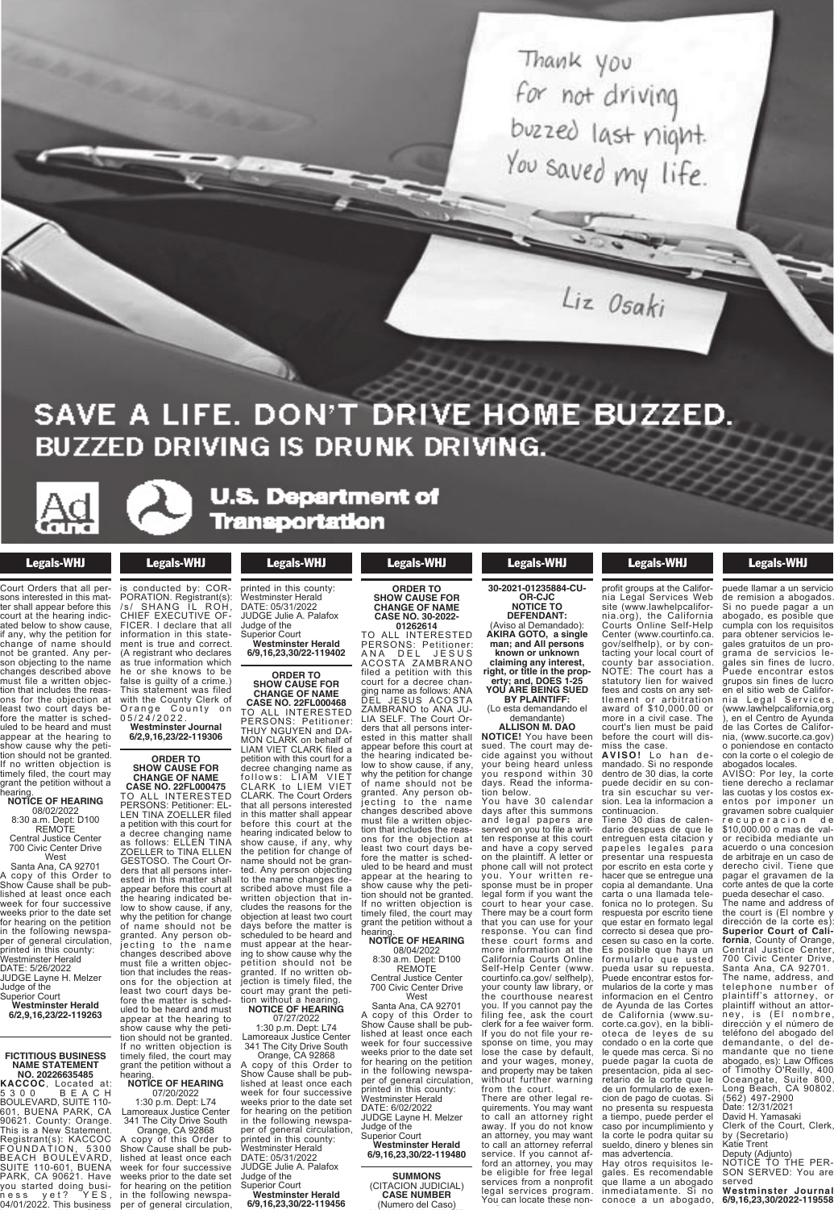Thank you for not driving buzzed last night. You saved my life.

Liz Osaki

SAVE A LIFE. DON'T DRIVE HOME BUZZED.
BUZZED DRIVING IS DRUNK DRIVING.

Ad Council

U.S. Department of Transportation

Legals-WHJ

Court Orders that all persons interested in this matter shall appear before this court at the hearing indicated below to show cause, if any, why the petition for change of name should not be granted. Any person objecting to the name changes described above must file a written objection that includes the reasons for the objection at least two court days before the matter is scheduled to be heard and must appear at the hearing to show cause why the petition should not be granted. If no written objection is timely filed, the court may grant the petition without a hearing.

**NOTICE OF HEARING**
08/02/2022
8:30 a.m. Dept: D100
REMOTE
Central Justice Center
700 Civic Center Drive West
Santa Ana, CA 92701

A copy of this Order to Show Cause shall be published at least once each week for four successive weeks prior to the date set for hearing on the petition in the following newspaper of general circulation, printed in this county: Westminster Herald
DATE: 5/26/2022
JUDGE Layne H. Melzer
Judge of the Superior Court
**Westminster Herald 6/2,9,16,23/22-119263**

**FICTITIOUS BUSINESS NAME STATEMENT NO. 20226635485**

**KACCOC**, Located at: 5300 BEACH BOULEVARD, SUITE 110-601, BUENA PARK, CA 90621. County: Orange. This is a New Statement. Registrant(s): KACCOC FOUNDATION, 5300 BEACH BOULEVARD, SUITE 110-601, BUENA PARK, CA 90621. Have you started doing business yet? YES, 04/01/2022. This business is conducted by: CORPORATION. Registrant(s): /s/ SHANG IL ROH, CHIEF EXECUTIVE OFFICER. I declare that all information in this statement is true and correct. (A registrant who declares as true information which he or she knows to be false is guilty of a crime.) This statement was filed with the County Clerk of Orange County on 05/24/2022.
**Westminster Journal 6/2,9,16,23/22-119306**

**ORDER TO SHOW CAUSE FOR CHANGE OF NAME CASE NO. 22FL000475**

TO ALL INTERESTED PERSONS: Petitioner: ELLEN TINA ZOELLER filed a petition with this court for a decree changing name as follows: ELLEN TINA ZOELLER to TINA ELLEN GESTOSO. The Court Orders that all persons interested in this matter shall appear before this court at the hearing indicated below to show cause, if any, why the petition for change of name should not be granted. Any person objecting to the name changes described above must file a written objection that includes the reasons for the objection at least two court days before the matter is scheduled to be heard and must appear at the hearing to show cause why the petition should not be granted. If no written objection is timely filed, the court may grant the petition without a hearing.

**NOTICE OF HEARING**
07/20/2022
1:30 p.m. Dept: L74
Lamoreaux Justice Center
341 The City Drive South
Orange, CA 92868

A copy of this Order to Show Cause shall be published at least once each week for four successive weeks prior to the date set for hearing on the petition in the following newspaper of general circulation, printed in this county: Westminster Herald
DATE: 05/31/2022
JUDGE Julie A. Palafox
Judge of the Superior Court
**Westminster Herald 6/9,16,23,30/22-119402**

**ORDER TO SHOW CAUSE FOR CHANGE OF NAME CASE NO. 22FL000468**

TO ALL INTERESTED PERSONS: Petitioner: THUY NGUYEN and DAMON CLARK on behalf of LIAM VIET CLARK filed a petition with this court for a decree changing name as follows: LIAM VIET CLARK to LIEM VIET CLARK. The Court Orders that all persons interested in this matter shall appear before this court at the hearing indicated below to show cause, if any, why the petition for change of name should not be granted. Any person objecting to the name changes described above must file a written objection that includes the reasons for the objection at least two court days before the matter is scheduled to be heard and must appear at the hearing to show cause why the petition should not be granted. If no written objection is timely filed, the court may grant the petition without a hearing.

**NOTICE OF HEARING**
07/27/2022
1:30 p.m. Dept: L74
Lamoreaux Justice Center
341 The City Drive South
Orange, CA 92868

A copy of this Order to Show Cause shall be published at least once each week for four successive weeks prior to the date set for hearing on the petition in the following newspaper of general circulation, printed in this county: Westminster Herald
DATE: 05/31/2022
JUDGE Julie A. Palafox
Judge of the Superior Court
**Westminster Herald 6/9,16,23,30/22-119456**

**ORDER TO SHOW CAUSE FOR CHANGE OF NAME CASE NO. 30-2022-01262614**

TO ALL INTERESTED PERSONS: Petitioner: ANA DEL JESUS ACOSTA ZAMBRANO filed a petition with this court for a decree changing name as follows: ANA DEL JESUS ACOSTA ZAMBRANO to ANA JULIA SELF. The Court Orders that all persons interested in this matter shall appear before this court at the hearing indicated below to show cause, if any, why the petition for change of name should not be granted. Any person objecting to the name changes described above must file a written objection that includes the reasons for the objection at least two court days before the matter is scheduled to be heard and must appear at the hearing to show cause why the petition should not be granted. If no written objection is timely filed, the court may grant the petition without a hearing.

**NOTICE OF HEARING**
08/04/2022
8:30 a.m. Dept: D100
REMOTE
Central Justice Center
700 Civic Center Drive West
Santa Ana, CA 92701

A copy of this Order to Show Cause shall be published at least once each week for four successive weeks prior to the date set for hearing on the petition in the following newspaper of general circulation, printed in this county: Westminster Herald
DATE: 6/02/2022
JUDGE Layne H. Melzer
Judge of the Superior Court
**Westminster Herald 6/9,16,23,30/22-119480**

**SUMMONS**
(CITACION JUDICIAL)
**CASE NUMBER**
(Numero del Caso)
**30-2021-01235884-CU-OR-CJC**
**NOTICE TO DEFENDANT:**
(Aviso al Demandado):
**AKIRA GOTO, a single man; and All persons known or unknown claiming any interest, right, or title in the property; and, DOES 1-25**
**YOU ARE BEING SUED BY PLAINTIFF:**
(Lo esta demandando el demandante)
**ALLISON M. DAO**

**NOTICE!** You have been sued. The court may decide against you without your being heard unless you respond within 30 days. Read the information below.

You have 30 calendar days after this summons and legal papers are served on you to file a written response at this court and have a copy served on the plaintiff. A letter or phone call will not protect you. Your written response must be in proper legal form if you want the court to hear your case. There may be a court form that you can use for your response. You can find these court forms and more information at the California Courts Online Self-Help Center (www.courtinfo.ca.gov/ selfhelp), your county law library, or the courthouse nearest you. If you cannot pay the filing fee, ask the court clerk for a fee waiver form. If you do not file your response on time, you may lose the case by default, and your wages, money, and property may be taken without further warning from the court.

There are other legal requirements. You may want to call an attorney right away. If you do not know an attorney, you may want to call an attorney referral service. If you cannot afford an attorney, you may be eligible for free legal services from a nonprofit legal services program. You can locate these nonprofit groups at the California Legal Services Web site (www.lawhelpcalifornia.org), the California Courts Online Self-Help Center (www.courtinfo.ca.gov/selfhelp), or by contacting your local court or county bar association. NOTE: The court has a statutory lien for waived fees and costs on any settlement or arbitration award of $10,000.00 or more in a civil case. The court's lien must be paid before the court will dismiss the case.

**AVISO!** Lo han demandado. Si no responde dentro de 30 dias, la corte puede decidir en su contra sin escuchar su version. Lea la informacion a continuacion.

Tiene 30 dias de calendario despues de que le entreguen esta citacion y papeles legales para presentar una respuesta por escrito en esta corte y hacer que se entregue una copia al demandante. Una carta o una llamada telefonica no lo protegen. Su respuesta por escrito tiene que estar en formato legal correcto si desea que procesen su caso en la corte. Es posible que haya un formulario que usted pueda usar su repuesta. Puede encontrar estos formularios de la corte y mas informacion en el Centro de Ayuda de las Cortes de California (www.sucorte.ca.gov), en la biblioteca de leyes de su condado o en la corte que le quede mas cerca. Si no puede pagar la cuota de presentacion, pida al secretario de la corte que le de un formulario de exencion de pago de cuotas. Si no presenta su respuesta a tiempo, puede perder el caso por incumplimiento y la corte le podra quitar su sueldo, dinero y blenes sin mas advertencia.

Hay otros requisitos legales. Es recomendable que llame a un abogado inmediatamente. Si no conoce a un abogado, puede llamar a un servicio de remision a abogados. Si no puede pagar a un abogado, es posible que cumpla con los requisitos para obtener servicios legales gratuitos de un programa de servicios legales sin fines de lucro. Puede encontrar estos grupos sin fines de lucro en el sitio web de California Legal Services, (www.lawhelpcalifornia.org), en el Centro de Ayuda de las Cortes de California, (www.sucorte.ca.gov) o poniendose en contacto con la corte o el colegio de abogados locales.

AVISO: Por ley, la corte tiene derecho a reclamar las cuotas y los costos exentos por imponer un gravamen sobre cualquier recuperacion de $10,000.00 o mas de valor recibida mediante un acuerdo o una concesion de arbitraje en un caso de derecho civil. Tiene que pagar el gravamen de la corte antes de que la corte pueda desechar el caso.

The name and address of the court is (El nombre y dirección de la corte es): **Superior Court of California**, County of Orange, Central Justice Center, 700 Civic Center Drive, Santa Ana, CA 92701.

The name, address, and telephone number of plaintiff's attorney, or plaintiff without an attorney, is (El nombre, dirección y el número de teléfono del abogado del demandante, o del demandante que no tiene abogado, es): Law Offices of Timothy O'Reilly, 400 Oceangate, Suite 800, Long Beach, CA 90802. (562) 497-2900
Date: 12/31/2021
David H. Yamasaki
Clerk of the Court, Clerk, by (Secretario)
Katie Trent
Deputy (Adjunto)
NOTICE TO THE PERSON SERVED: You are served
**Westminster Journal 6/9,16,23,30/2022-119558**